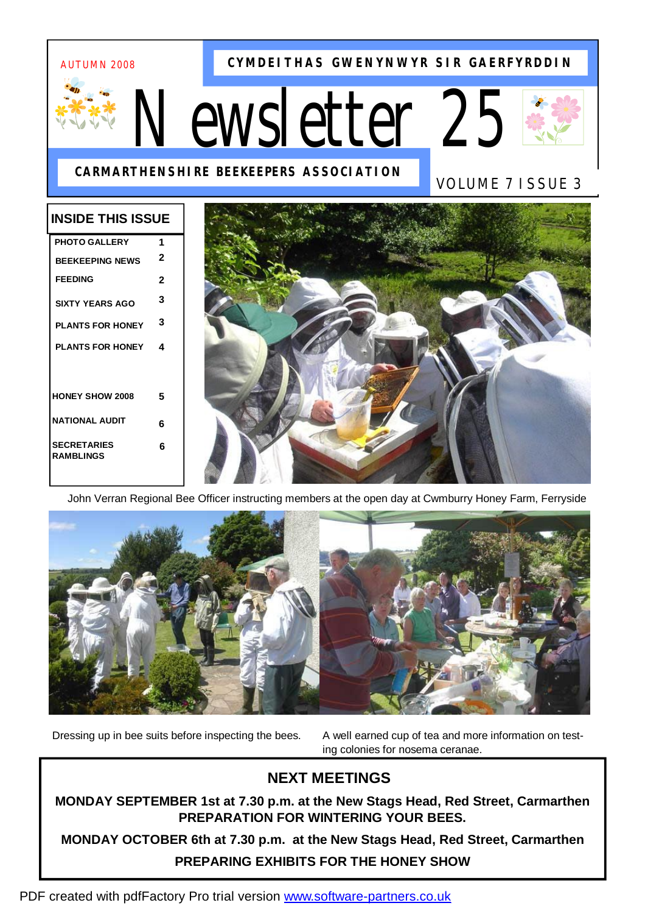AUTUMN 2008

CYMDEITHAS GWENYNWYR SIR GAERFYRDDIN

# Newsletter 25

CARMARTHENSHIRE BEEKEEPERS ASSOCIATION

VOLUME 7 ISSUE 3

## INSIDE THIS ISSUE

| | |
|---|---|
| PHOTO GALLERY | 1 |
| BEEKEEPING NEWS | 2 |
| FEEDING | 2 |
| SIXTY YEARS AGO | 3 |
| PLANTS FOR HONEY | 3 |
| PLANTS FOR HONEY | 4 |
| HONEY SHOW 2008 | 5 |
| NATIONAL AUDIT | 6 |
| SECRETARIES RAMBLINGS | 6 |

John Verran Regional Bee Officer instructing members at the open day at Cwmburry Honey Farm, Ferryside

Dressing up in bee suits before inspecting the bees.

A well earned cup of tea and more information on testing colonies for nosema ceranae.

## NEXT MEETINGS

**MONDAY SEPTEMBER 1st at 7.30 p.m. at the New Stags Head, Red Street, Carmarthen**

**PREPARATION FOR WINTERING YOUR BEES.**

**MONDAY OCTOBER 6th at 7.30 p.m. at the New Stags Head, Red Street, Carmarthen**

**PREPARING EXHIBITS FOR THE HONEY SHOW**

PDF created with pdfFactory Pro trial version www.software-partners.co.uk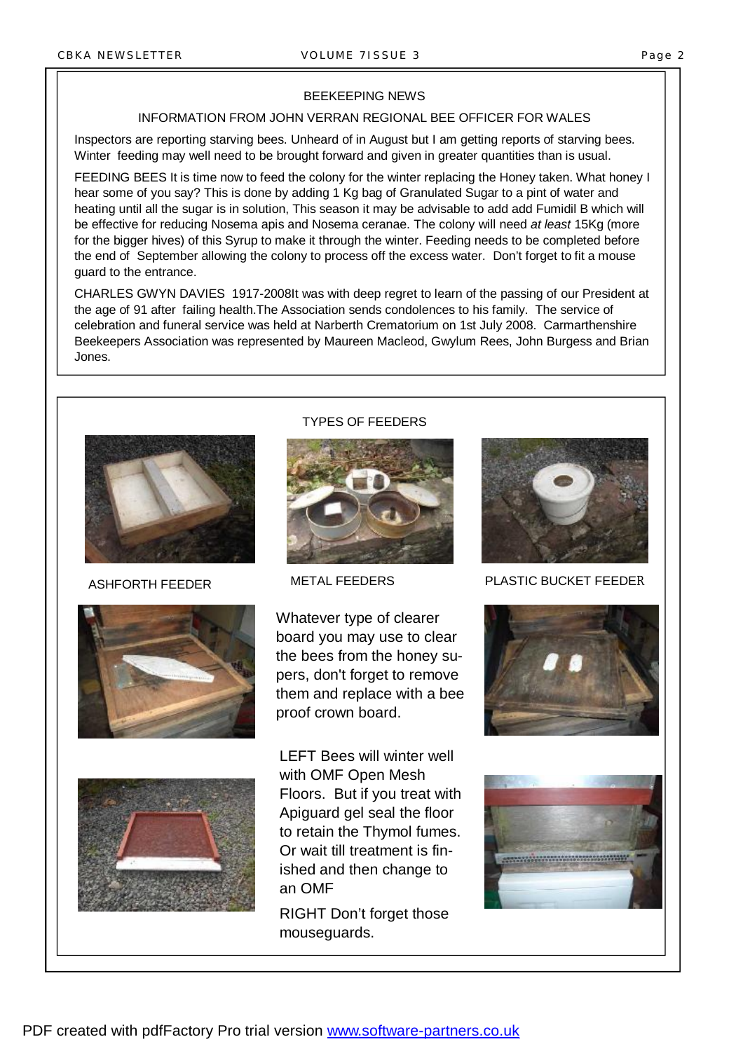## BEEKEEPING NEWS

### INFORMATION FROM JOHN VERRAN REGIONAL BEE OFFICER FOR WALES

Inspectors are reporting starving bees. Unheard of in August but I am getting reports of starving bees. Winter feeding may well need to be brought forward and given in greater quantities than is usual.

FEEDING BEES It is time now to feed the colony for the winter replacing the Honey taken. What honey I hear some of you say? This is done by adding 1 Kg bag of Granulated Sugar to a pint of water and heating until all the sugar is in solution, This season it may be advisable to add add Fumidil B which will be effective for reducing Nosema apis and Nosema ceranae. The colony will need *at least* 15Kg (more for the bigger hives) of this Syrup to make it through the winter. Feeding needs to be completed before the end of September allowing the colony to process off the excess water. Don't forget to fit a mouse guard to the entrance.

CHARLES GWYN DAVIES 1917-2008It was with deep regret to learn of the passing of our President at the age of 91 after failing health.The Association sends condolences to his family. The service of celebration and funeral service was held at Narberth Crematorium on 1st July 2008. Carmarthenshire Beekeepers Association was represented by Maureen Macleod, Gwylum Rees, John Burgess and Brian Jones.

## TYPES OF FEEDERS

ASHFORTH FEEDER

METAL FEEDERS

PLASTIC BUCKET FEEDER

Whatever type of clearer board you may use to clear the bees from the honey supers, don't forget to remove them and replace with a bee proof crown board.

LEFT Bees will winter well with OMF Open Mesh Floors. But if you treat with Apiguard gel seal the floor to retain the Thymol fumes. Or wait till treatment is finished and then change to an OMF

RIGHT Don't forget those mouseguards.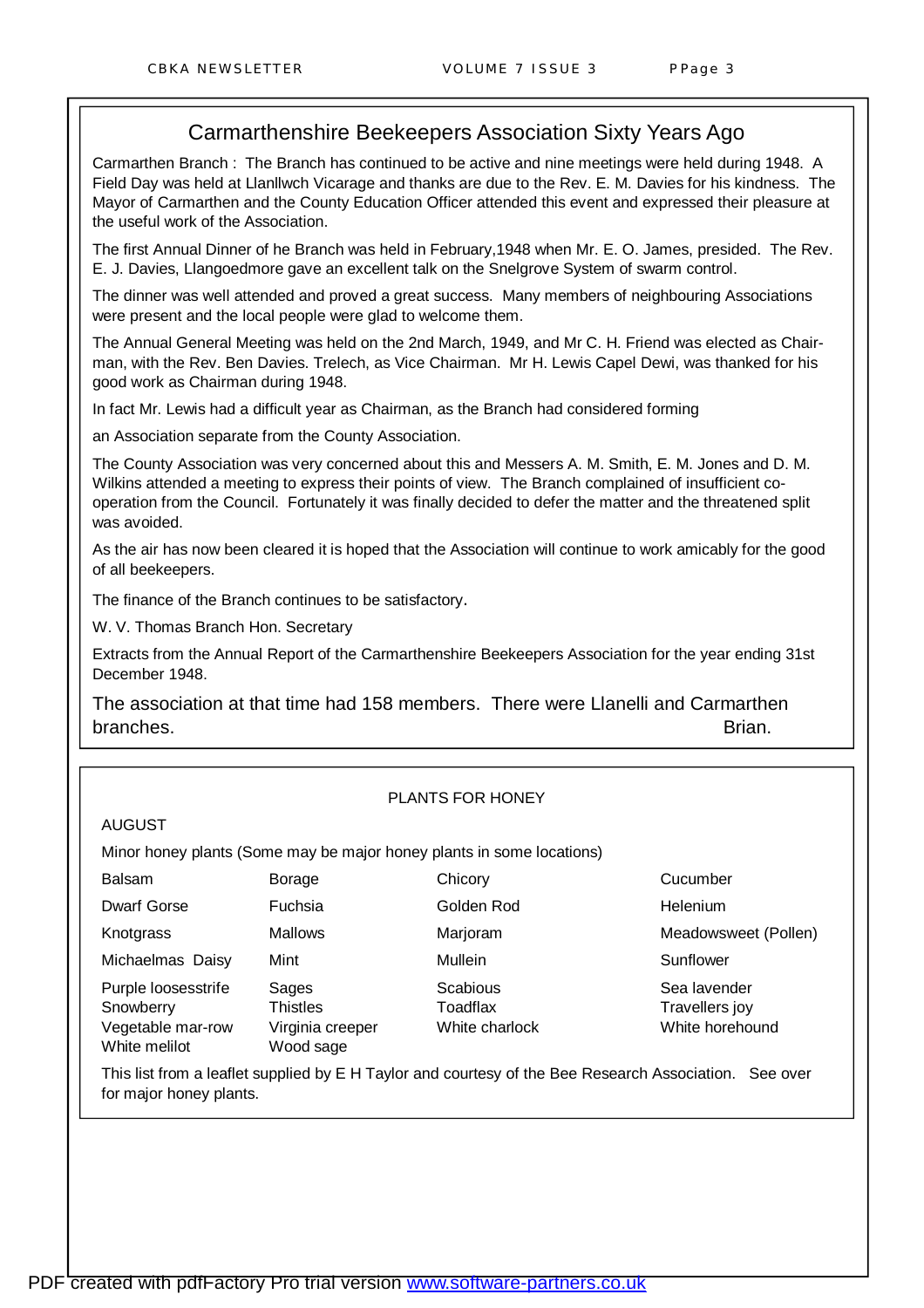## Carmarthenshire Beekeepers Association Sixty Years Ago

Carmarthen Branch : The Branch has continued to be active and nine meetings were held during 1948. A Field Day was held at Llanllwch Vicarage and thanks are due to the Rev. E. M. Davies for his kindness. The Mayor of Carmarthen and the County Education Officer attended this event and expressed their pleasure at the useful work of the Association.

The first Annual Dinner of he Branch was held in February,1948 when Mr. E. O. James, presided. The Rev. E. J. Davies, Llangoedmore gave an excellent talk on the Snelgrove System of swarm control.

The dinner was well attended and proved a great success. Many members of neighbouring Associations were present and the local people were glad to welcome them.

The Annual General Meeting was held on the 2nd March, 1949, and Mr C. H. Friend was elected as Chairman, with the Rev. Ben Davies. Trelech, as Vice Chairman. Mr H. Lewis Capel Dewi, was thanked for his good work as Chairman during 1948.

In fact Mr. Lewis had a difficult year as Chairman, as the Branch had considered forming

an Association separate from the County Association.

The County Association was very concerned about this and Messers A. M. Smith, E. M. Jones and D. M. Wilkins attended a meeting to express their points of view. The Branch complained of insufficient co-operation from the Council. Fortunately it was finally decided to defer the matter and the threatened split was avoided.

As the air has now been cleared it is hoped that the Association will continue to work amicably for the good of all beekeepers.

The finance of the Branch continues to be satisfactory.

W. V. Thomas Branch Hon. Secretary

Extracts from the Annual Report of the Carmarthenshire Beekeepers Association for the year ending 31st December 1948.

The association at that time had 158 members. There were Llanelli and Carmarthen branches.

Brian.

## PLANTS FOR HONEY

AUGUST

Minor honey plants (Some may be major honey plants in some locations)

| | | | |
|---|---|---|---|
| Balsam | Borage | Chicory | Cucumber |
| Dwarf Gorse | Fuchsia | Golden Rod | Helenium |
| Knotgrass | Mallows | Marjoram | Meadowsweet (Pollen) |
| Michaelmas Daisy | Mint | Mullein | Sunflower |
| Purple loosesstrife | Sages | Scabious | Sea lavender |
| Snowberry | Thistles | Toadflax | Travellers joy |
| Vegetable mar-row | Virginia creeper | White charlock | White horehound |
| White melilot | Wood sage | | |

This list from a leaflet supplied by E H Taylor and courtesy of the Bee Research Association. See over for major honey plants.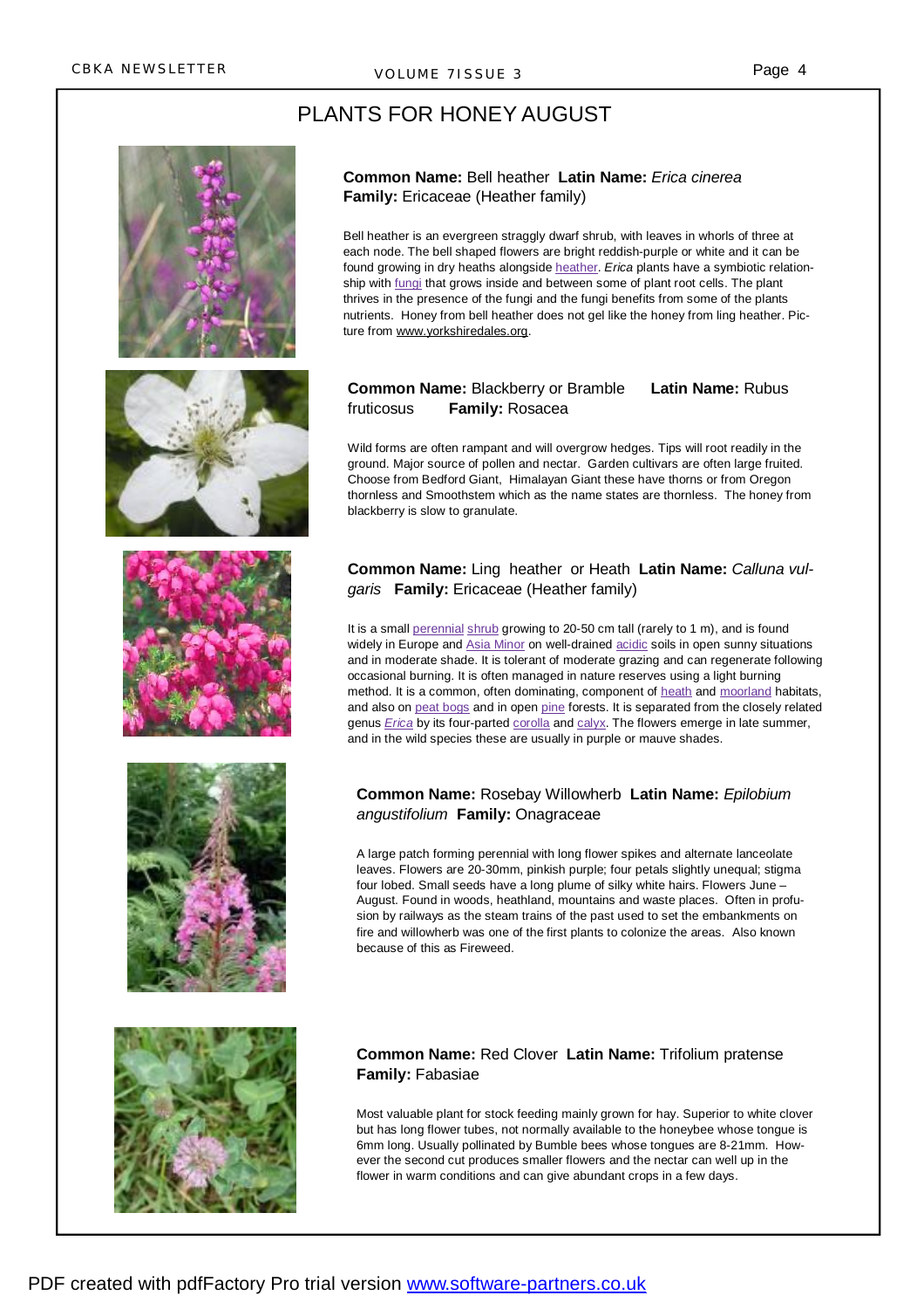# PLANTS FOR HONEY AUGUST

**Common Name:** Bell heather **Latin Name:** *Erica cinerea*
**Family:** Ericaceae (Heather family)

Bell heather is an evergreen straggly dwarf shrub, with leaves in whorls of three at each node. The bell shaped flowers are bright reddish-purple or white and it can be found growing in dry heaths alongside heather. *Erica* plants have a symbiotic relationship with fungi that grows inside and between some of plant root cells. The plant thrives in the presence of the fungi and the fungi benefits from some of the plants nutrients. Honey from bell heather does not gel like the honey from ling heather. Picture from www.yorkshiredales.org.

**Common Name:** Blackberry or Bramble **Latin Name:** Rubus fruticosus **Family:** Rosacea

Wild forms are often rampant and will overgrow hedges. Tips will root readily in the ground. Major source of pollen and nectar. Garden cultivars are often large fruited. Choose from Bedford Giant, Himalayan Giant these have thorns or from Oregon thornless and Smoothstem which as the name states are thornless. The honey from blackberry is slow to granulate.

**Common Name:** Ling heather or Heath **Latin Name:** *Calluna vulgaris* **Family:** Ericaceae (Heather family)

It is a small perennial shrub growing to 20-50 cm tall (rarely to 1 m), and is found widely in Europe and Asia Minor on well-drained acidic soils in open sunny situations and in moderate shade. It is tolerant of moderate grazing and can regenerate following occasional burning. It is often managed in nature reserves using a light burning method. It is a common, often dominating, component of heath and moorland habitats, and also on peat bogs and in open pine forests. It is separated from the closely related genus *Erica* by its four-parted corolla and calyx. The flowers emerge in late summer, and in the wild species these are usually in purple or mauve shades.

**Common Name:** Rosebay Willowherb **Latin Name:** *Epilobium angustifolium* **Family:** Onagraceae

A large patch forming perennial with long flower spikes and alternate lanceolate leaves. Flowers are 20-30mm, pinkish purple; four petals slightly unequal; stigma four lobed. Small seeds have a long plume of silky white hairs. Flowers June – August. Found in woods, heathland, mountains and waste places. Often in profusion by railways as the steam trains of the past used to set the embankments on fire and willowherb was one of the first plants to colonize the areas. Also known because of this as Fireweed.

**Common Name:** Red Clover **Latin Name:** Trifolium pratense
**Family:** Fabasiae

Most valuable plant for stock feeding mainly grown for hay. Superior to white clover but has long flower tubes, not normally available to the honeybee whose tongue is 6mm long. Usually pollinated by Bumble bees whose tongues are 8-21mm. However the second cut produces smaller flowers and the nectar can well up in the flower in warm conditions and can give abundant crops in a few days.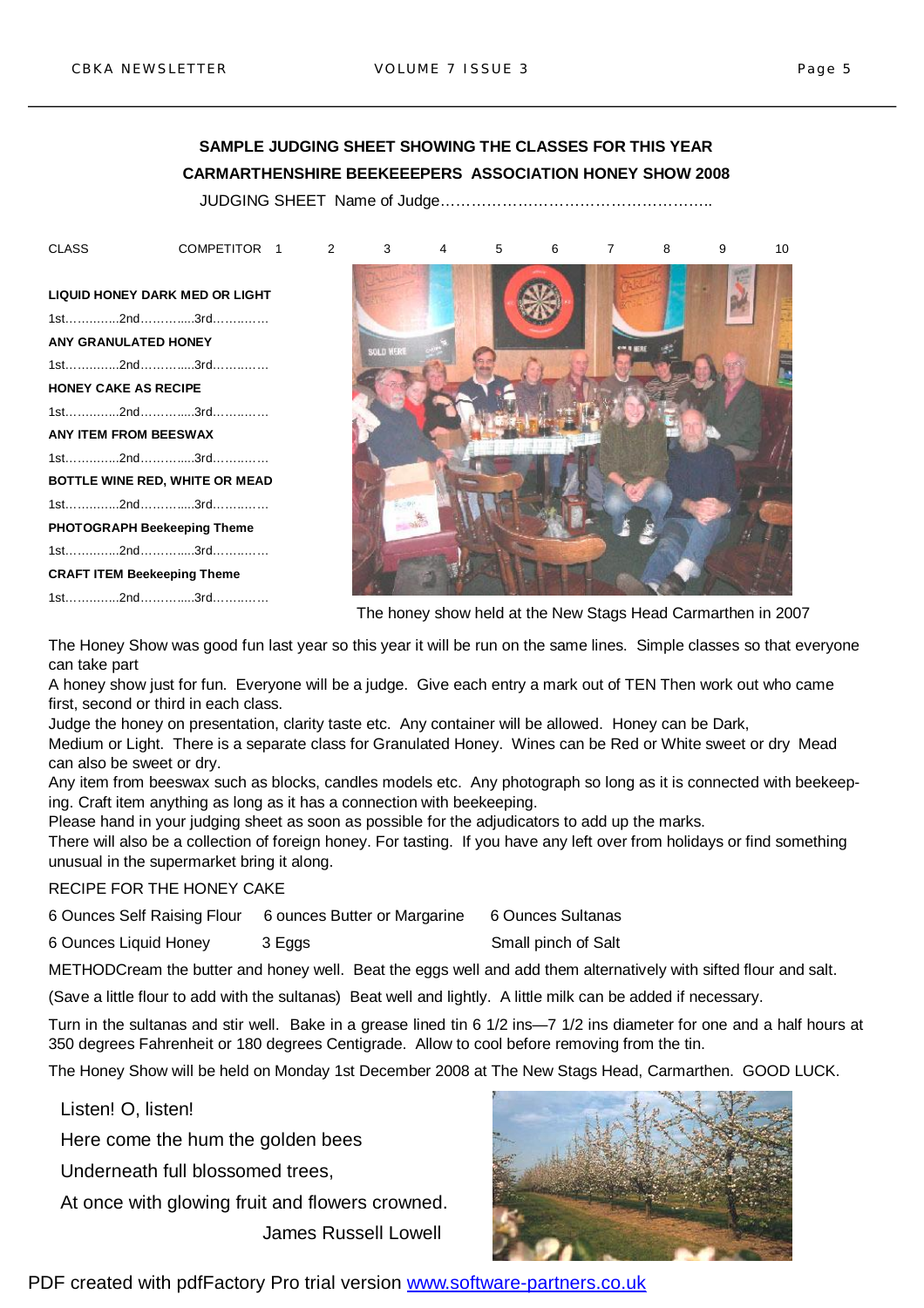**SAMPLE JUDGING SHEET SHOWING THE CLASSES FOR THIS YEAR**

**CARMARTHENSHIRE BEEKEEEPERS ASSOCIATION HONEY SHOW 2008**

JUDGING SHEET Name of Judge……………………………………………..

| CLASS | COMPETITOR 1 | 2 | 3 | 4 | 5 | 6 | 7 | 8 | 9 | 10 |
|---|---|---|---|---|---|---|---|---|---|---|

**LIQUID HONEY DARK MED OR LIGHT**

1st…………..2nd…………..3rd…………

**ANY GRANULATED HONEY**

1st…………..2nd…………..3rd…………

**HONEY CAKE AS RECIPE**

1st…………..2nd…………..3rd…………

**ANY ITEM FROM BEESWAX**

1st…………..2nd…………..3rd…………

**BOTTLE WINE RED, WHITE OR MEAD**

1st…………..2nd…………..3rd…………

**PHOTOGRAPH Beekeeping Theme**

1st…………..2nd…………..3rd…………

**CRAFT ITEM Beekeeping Theme**

1st…………..2nd…………..3rd…………

The honey show held at the New Stags Head Carmarthen in 2007

The Honey Show was good fun last year so this year it will be run on the same lines. Simple classes so that everyone can take part

A honey show just for fun. Everyone will be a judge. Give each entry a mark out of TEN Then work out who came first, second or third in each class.

Judge the honey on presentation, clarity taste etc. Any container will be allowed. Honey can be Dark, Medium or Light. There is a separate class for Granulated Honey. Wines can be Red or White sweet or dry Mead can also be sweet or dry.

Any item from beeswax such as blocks, candles models etc. Any photograph so long as it is connected with beekeeping. Craft item anything as long as it has a connection with beekeeping.

Please hand in your judging sheet as soon as possible for the adjudicators to add up the marks.

There will also be a collection of foreign honey. For tasting. If you have any left over from holidays or find something unusual in the supermarket bring it along.

RECIPE FOR THE HONEY CAKE

| | | |
|---|---|---|
| 6 Ounces Self Raising Flour | 6 ounces Butter or Margarine | 6 Ounces Sultanas |
| 6 Ounces Liquid Honey | 3 Eggs | Small pinch of Salt |

METHODCream the butter and honey well. Beat the eggs well and add them alternatively with sifted flour and salt.

(Save a little flour to add with the sultanas) Beat well and lightly. A little milk can be added if necessary.

Turn in the sultanas and stir well. Bake in a grease lined tin 6 1/2 ins—7 1/2 ins diameter for one and a half hours at 350 degrees Fahrenheit or 180 degrees Centigrade. Allow to cool before removing from the tin.

The Honey Show will be held on Monday 1st December 2008 at The New Stags Head, Carmarthen. GOOD LUCK.

Listen! O, listen!
Here come the hum the golden bees
Underneath full blossomed trees,
At once with glowing fruit and flowers crowned.

James Russell Lowell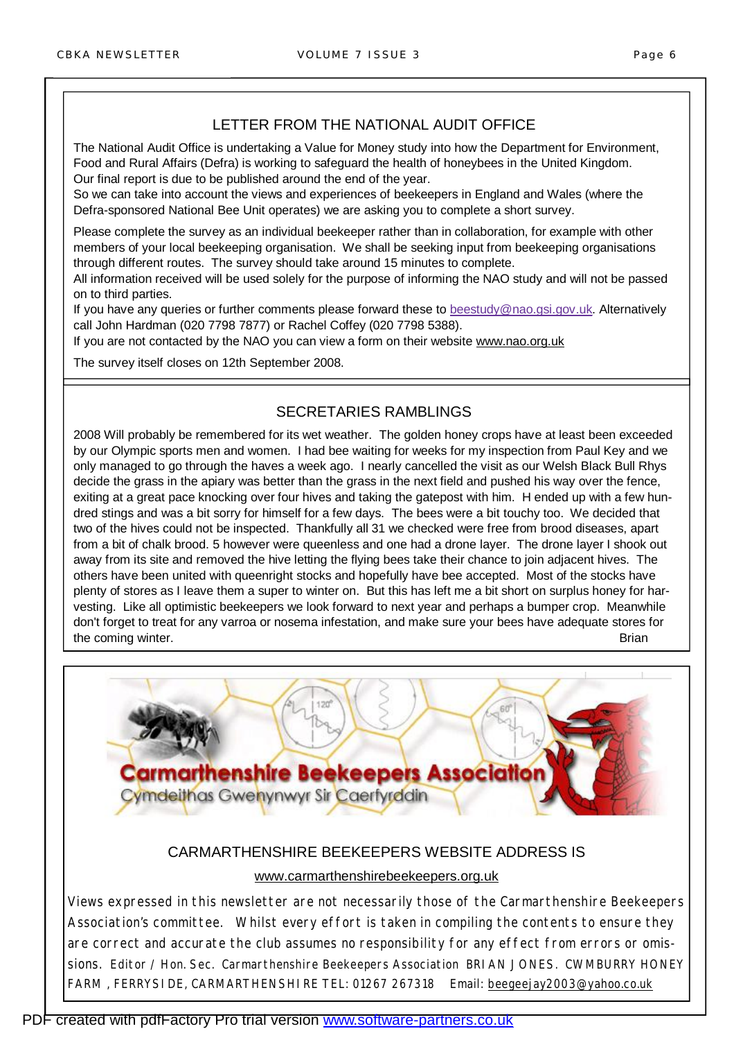## LETTER FROM THE NATIONAL AUDIT OFFICE

The National Audit Office is undertaking a Value for Money study into how the Department for Environment, Food and Rural Affairs (Defra) is working to safeguard the health of honeybees in the United Kingdom. Our final report is due to be published around the end of the year.
So we can take into account the views and experiences of beekeepers in England and Wales (where the Defra-sponsored National Bee Unit operates) we are asking you to complete a short survey.

Please complete the survey as an individual beekeeper rather than in collaboration, for example with other members of your local beekeeping organisation. We shall be seeking input from beekeeping organisations through different routes. The survey should take around 15 minutes to complete.
All information received will be used solely for the purpose of informing the NAO study and will not be passed on to third parties.
If you have any queries or further comments please forward these to beestudy@nao.gsi.gov.uk. Alternatively call John Hardman (020 7798 7877) or Rachel Coffey (020 7798 5388).
If you are not contacted by the NAO you can view a form on their website www.nao.org.uk

The survey itself closes on 12th September 2008.

## SECRETARIES RAMBLINGS

2008 Will probably be remembered for its wet weather. The golden honey crops have at least been exceeded by our Olympic sports men and women. I had bee waiting for weeks for my inspection from Paul Key and we only managed to go through the haves a week ago. I nearly cancelled the visit as our Welsh Black Bull Rhys decide the grass in the apiary was better than the grass in the next field and pushed his way over the fence, exiting at a great pace knocking over four hives and taking the gatepost with him. H ended up with a few hundred stings and was a bit sorry for himself for a few days. The bees were a bit touchy too. We decided that two of the hives could not be inspected. Thankfully all 31 we checked were free from brood diseases, apart from a bit of chalk brood. 5 however were queenless and one had a drone layer. The drone layer I shook out away from its site and removed the hive letting the flying bees take their chance to join adjacent hives. The others have been united with queenright stocks and hopefully have bee accepted. Most of the stocks have plenty of stores as I leave them a super to winter on. But this has left me a bit short on surplus honey for harvesting. Like all optimistic beekeepers we look forward to next year and perhaps a bumper crop. Meanwhile don't forget to treat for any varroa or nosema infestation, and make sure your bees have adequate stores for the coming winter.

Brian

Carmarthenshire Beekeepers Association
Cymdeithas Gwenynwyr Sir Caerfyrddin

## CARMARTHENSHIRE BEEKEEPERS WEBSITE ADDRESS IS

www.carmarthenshirebeekeepers.org.uk

Views expressed in this newsletter are not necessarily those of the Carmarthenshire Beekeepers Association's committee. Whilst every effort is taken in compiling the contents to ensure they are correct and accurate the club assumes no responsibility for any effect from errors or omissions. Editor / Hon. Sec. Carmarthenshire Beekeepers Association BRIAN JONES. CWMBURRY HONEY FARM , FERRYSIDE, CARMARTHENSHIRE TEL: 01267 267318 Email: beegeejay2003@yahoo.co.uk